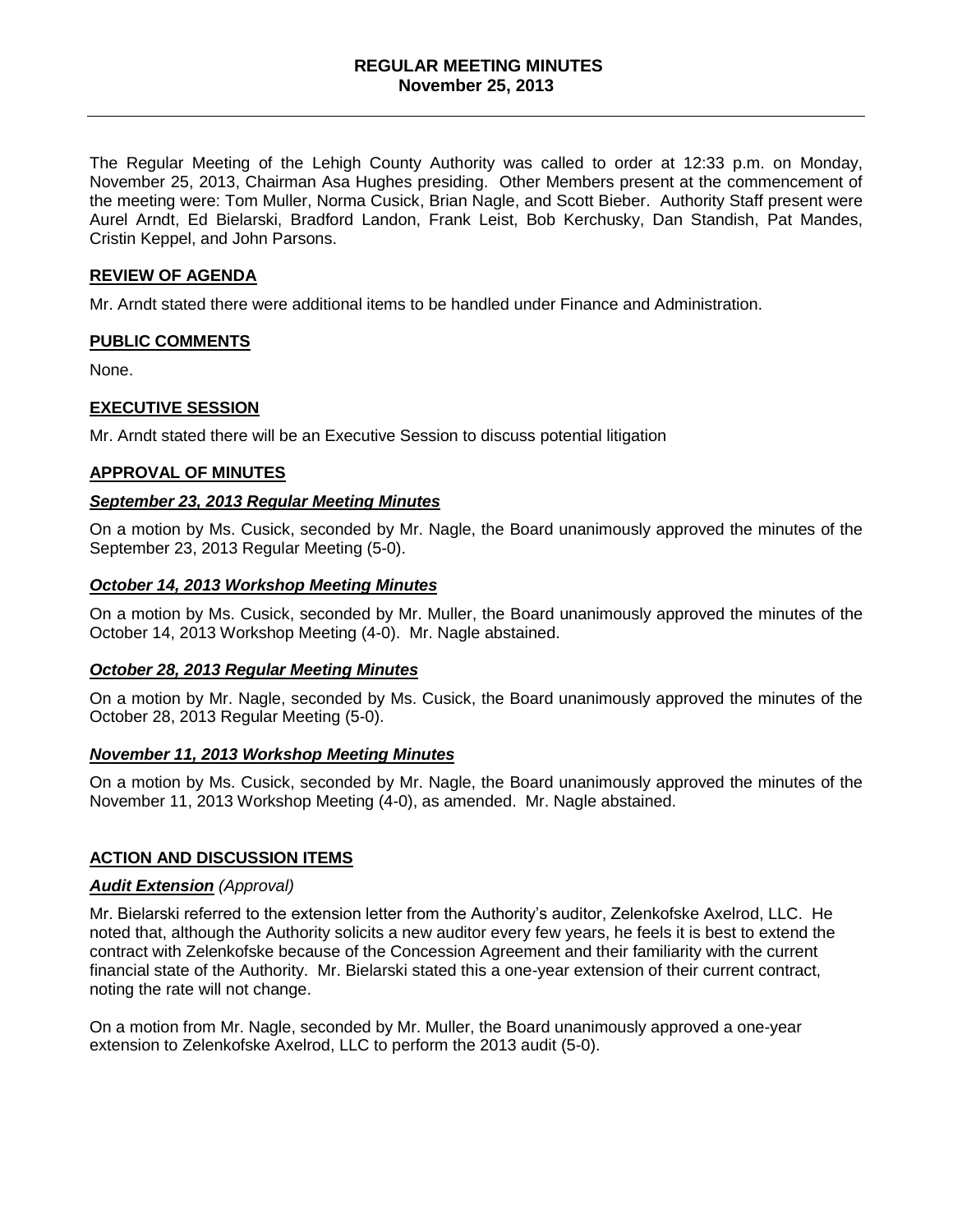# REGULAR MEETING MINUTES
## November 25, 2013

---

The Regular Meeting of the Lehigh County Authority was called to order at 12:33 p.m. on Monday, November 25, 2013, Chairman Asa Hughes presiding. Other Members present at the commencement of the meeting were: Tom Muller, Norma Cusick, Brian Nagle, and Scott Bieber. Authority Staff present were Aurel Arndt, Ed Bielarski, Bradford Landon, Frank Leist, Bob Kerchusky, Dan Standish, Pat Mandes, Cristin Keppel, and John Parsons.

### REVIEW OF AGENDA

Mr. Arndt stated there were additional items to be handled under Finance and Administration.

### PUBLIC COMMENTS

None.

### EXECUTIVE SESSION

Mr. Arndt stated there will be an Executive Session to discuss potential litigation

### APPROVAL OF MINUTES

#### *September 23, 2013 Regular Meeting Minutes*

On a motion by Ms. Cusick, seconded by Mr. Nagle, the Board unanimously approved the minutes of the September 23, 2013 Regular Meeting (5-0).

#### *October 14, 2013 Workshop Meeting Minutes*

On a motion by Ms. Cusick, seconded by Mr. Muller, the Board unanimously approved the minutes of the October 14, 2013 Workshop Meeting (4-0). Mr. Nagle abstained.

#### *October 28, 2013 Regular Meeting Minutes*

On a motion by Mr. Nagle, seconded by Ms. Cusick, the Board unanimously approved the minutes of the October 28, 2013 Regular Meeting (5-0).

#### *November 11, 2013 Workshop Meeting Minutes*

On a motion by Ms. Cusick, seconded by Mr. Nagle, the Board unanimously approved the minutes of the November 11, 2013 Workshop Meeting (4-0), as amended. Mr. Nagle abstained.

### ACTION AND DISCUSSION ITEMS

#### *Audit Extension* (Approval)

Mr. Bielarski referred to the extension letter from the Authority's auditor, Zelenkofske Axelrod, LLC. He noted that, although the Authority solicits a new auditor every few years, he feels it is best to extend the contract with Zelenkofske because of the Concession Agreement and their familiarity with the current financial state of the Authority. Mr. Bielarski stated this a one-year extension of their current contract, noting the rate will not change.

On a motion from Mr. Nagle, seconded by Mr. Muller, the Board unanimously approved a one-year extension to Zelenkofske Axelrod, LLC to perform the 2013 audit (5-0).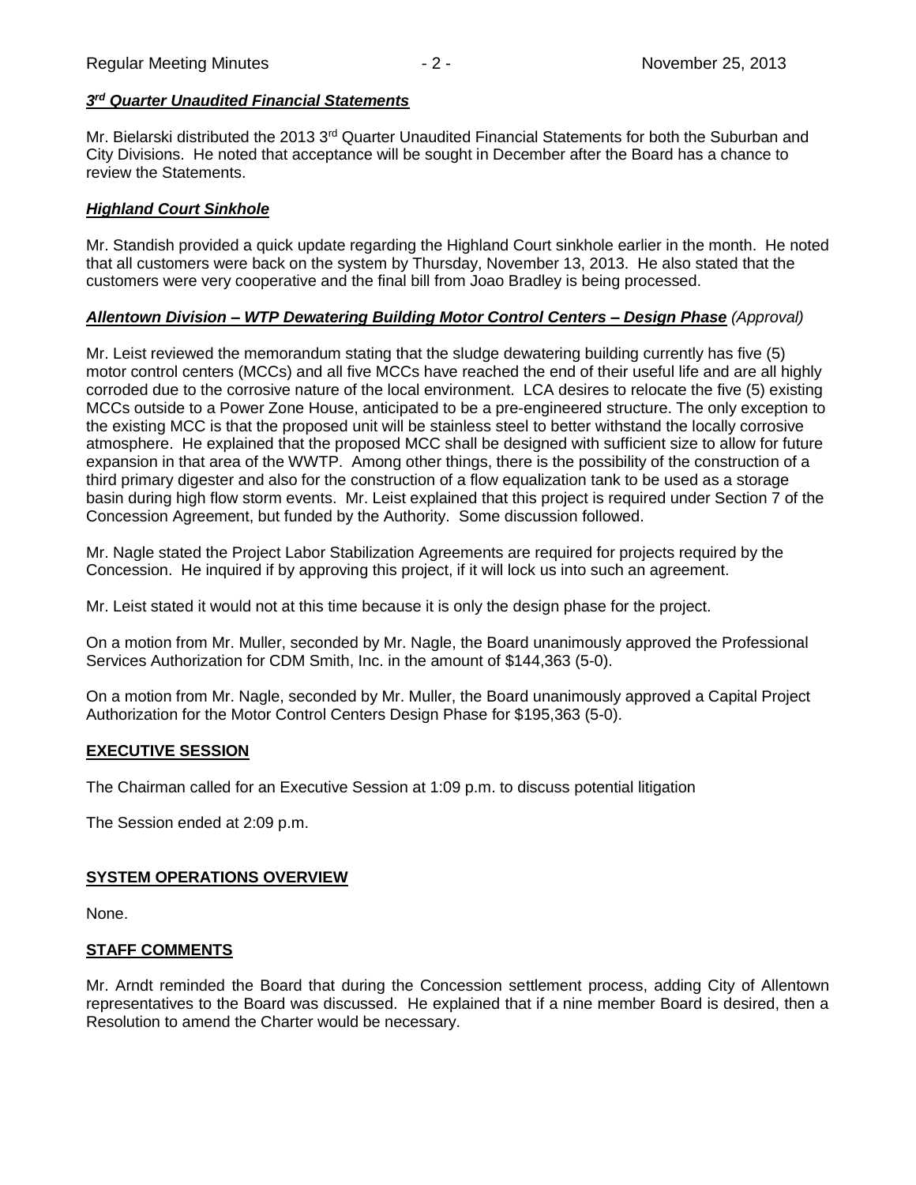### ***3rd Quarter Unaudited Financial Statements***

Mr. Bielarski distributed the 2013 3rd Quarter Unaudited Financial Statements for both the Suburban and City Divisions. He noted that acceptance will be sought in December after the Board has a chance to review the Statements.

### ***Highland Court Sinkhole***

Mr. Standish provided a quick update regarding the Highland Court sinkhole earlier in the month. He noted that all customers were back on the system by Thursday, November 13, 2013. He also stated that the customers were very cooperative and the final bill from Joao Bradley is being processed.

### ***Allentown Division – WTP Dewatering Building Motor Control Centers – Design Phase*** *(Approval)*

Mr. Leist reviewed the memorandum stating that the sludge dewatering building currently has five (5) motor control centers (MCCs) and all five MCCs have reached the end of their useful life and are all highly corroded due to the corrosive nature of the local environment. LCA desires to relocate the five (5) existing MCCs outside to a Power Zone House, anticipated to be a pre-engineered structure. The only exception to the existing MCC is that the proposed unit will be stainless steel to better withstand the locally corrosive atmosphere. He explained that the proposed MCC shall be designed with sufficient size to allow for future expansion in that area of the WWTP. Among other things, there is the possibility of the construction of a third primary digester and also for the construction of a flow equalization tank to be used as a storage basin during high flow storm events. Mr. Leist explained that this project is required under Section 7 of the Concession Agreement, but funded by the Authority. Some discussion followed.

Mr. Nagle stated the Project Labor Stabilization Agreements are required for projects required by the Concession. He inquired if by approving this project, if it will lock us into such an agreement.

Mr. Leist stated it would not at this time because it is only the design phase for the project.

On a motion from Mr. Muller, seconded by Mr. Nagle, the Board unanimously approved the Professional Services Authorization for CDM Smith, Inc. in the amount of $144,363 (5-0).

On a motion from Mr. Nagle, seconded by Mr. Muller, the Board unanimously approved a Capital Project Authorization for the Motor Control Centers Design Phase for $195,363 (5-0).

## **EXECUTIVE SESSION**

The Chairman called for an Executive Session at 1:09 p.m. to discuss potential litigation

The Session ended at 2:09 p.m.

## **SYSTEM OPERATIONS OVERVIEW**

None.

## **STAFF COMMENTS**

Mr. Arndt reminded the Board that during the Concession settlement process, adding City of Allentown representatives to the Board was discussed. He explained that if a nine member Board is desired, then a Resolution to amend the Charter would be necessary.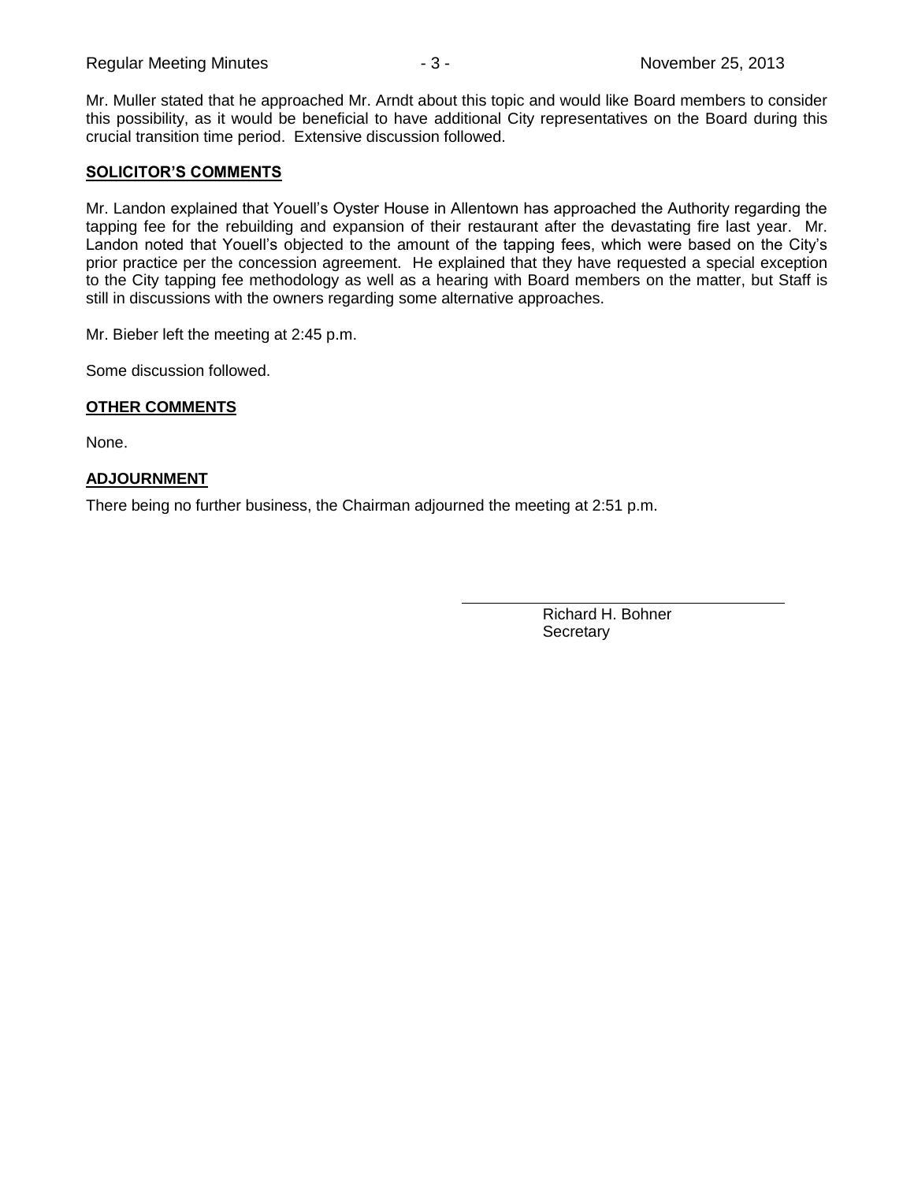Mr. Muller stated that he approached Mr. Arndt about this topic and would like Board members to consider this possibility, as it would be beneficial to have additional City representatives on the Board during this crucial transition time period. Extensive discussion followed.

## SOLICITOR'S COMMENTS

Mr. Landon explained that Youell's Oyster House in Allentown has approached the Authority regarding the tapping fee for the rebuilding and expansion of their restaurant after the devastating fire last year. Mr. Landon noted that Youell's objected to the amount of the tapping fees, which were based on the City's prior practice per the concession agreement. He explained that they have requested a special exception to the City tapping fee methodology as well as a hearing with Board members on the matter, but Staff is still in discussions with the owners regarding some alternative approaches.

Mr. Bieber left the meeting at 2:45 p.m.

Some discussion followed.

## OTHER COMMENTS

None.

## ADJOURNMENT

There being no further business, the Chairman adjourned the meeting at 2:51 p.m.

Richard H. Bohner
Secretary